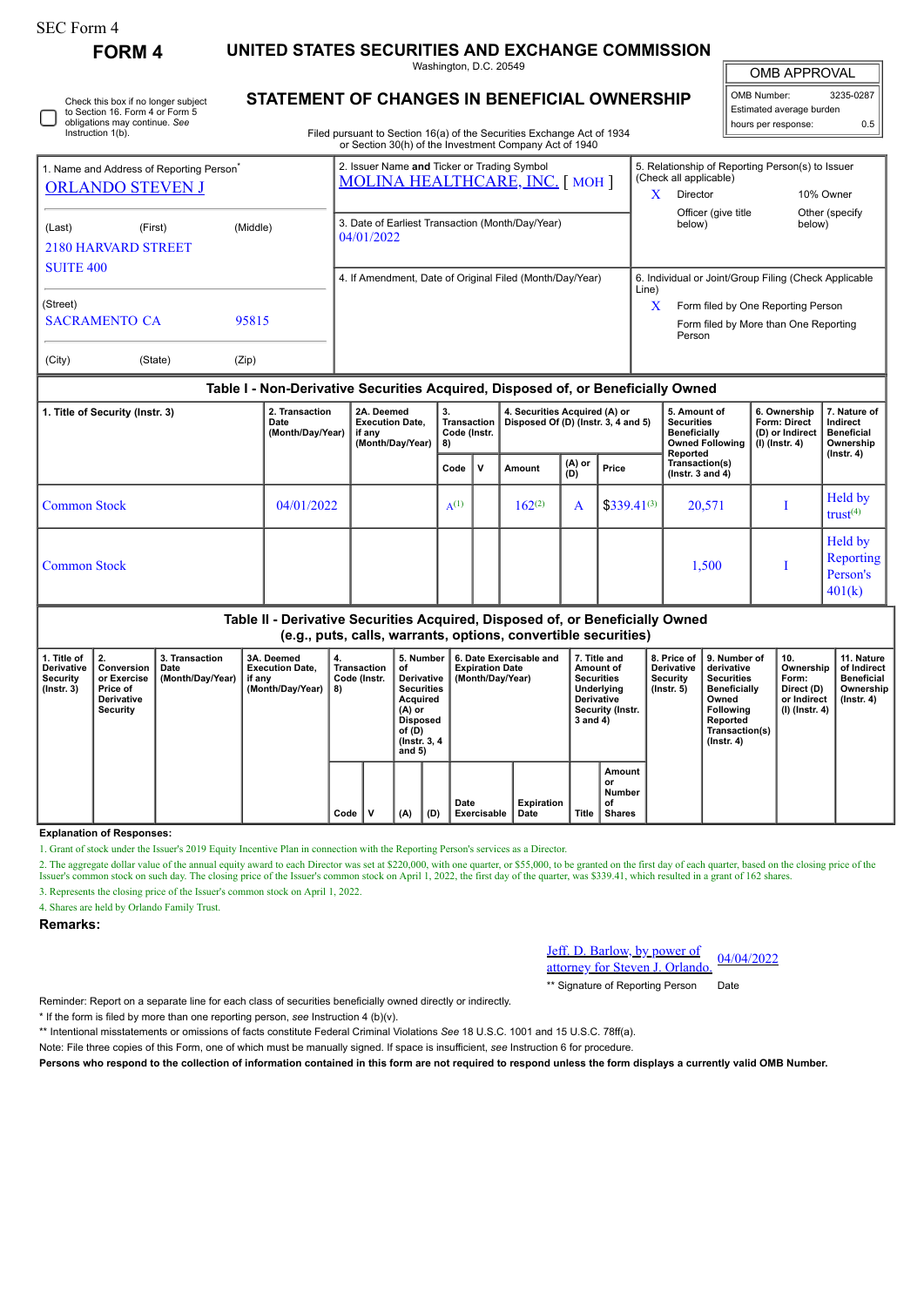SEC Form 4

# FORM 4

## UNITED STATES SECURITIES AND EXCHANGE COMMISSION

Washington, D.C. 20549

## STATEMENT OF CHANGES IN BENEFICIAL OWNERSHIP

Filed pursuant to Section 16(a) of the Securities Exchange Act of 1934 or Section 30(h) of the Investment Company Act of 1940

| OMB APPROVAL | |
|---|---|
| OMB Number: | 3235-0287 |
| Estimated average burden | |
| hours per response: | 0.5 |

☐ Check this box if no longer subject to Section 16. Form 4 or Form 5 obligations may continue. *See* Instruction 1(b).

| 1. Name and Address of Reporting Person* | 2. Issuer Name and Ticker or Trading Symbol | 5. Relationship of Reporting Person(s) to Issuer (Check all applicable) |
|---|---|---|
| ORLANDO STEVEN J | MOLINA HEALTHCARE, INC. [ MOH ] | X Director; 10% Owner; Officer (give title below); Other (specify below) |
| (Last) (First) (Middle) 2180 HARVARD STREET SUITE 400 | 3. Date of Earliest Transaction (Month/Day/Year) 04/01/2022 | |
| (Street) SACRAMENTO CA 95815 | 4. If Amendment, Date of Original Filed (Month/Day/Year) | 6. Individual or Joint/Group Filing (Check Applicable Line) X Form filed by One Reporting Person; Form filed by More than One Reporting Person |
| (City) (State) (Zip) | | |

### Table I - Non-Derivative Securities Acquired, Disposed of, or Beneficially Owned

| 1. Title of Security (Instr. 3) | 2. Transaction Date (Month/Day/Year) | 2A. Deemed Execution Date, if any (Month/Day/Year) | 3. Transaction Code (Instr. 8) | | 4. Securities Acquired (A) or Disposed Of (D) (Instr. 3, 4 and 5) | | | 5. Amount of Securities Beneficially Owned Following Reported Transaction(s) (Instr. 3 and 4) | 6. Ownership Form: Direct (D) or Indirect (I) (Instr. 4) | 7. Nature of Indirect Beneficial Ownership (Instr. 4) |
|---|---|---|---|---|---|---|---|---|---|---|
| | | | Code | V | Amount | (A) or (D) | Price | | | |
| Common Stock | 04/01/2022 | | A[1] | | 162[2] | A | $339.41[3] | 20,571 | I | Held by trust[4] |
| Common Stock | | | | | | | | 1,500 | I | Held by Reporting Person's 401(k) |

### Table II - Derivative Securities Acquired, Disposed of, or Beneficially Owned (e.g., puts, calls, warrants, options, convertible securities)

| 1. Title of Derivative Security (Instr. 3) | 2. Conversion or Exercise Price of Derivative Security | 3. Transaction Date (Month/Day/Year) | 3A. Deemed Execution Date, if any (Month/Day/Year) | 4. Transaction Code (Instr. 8) | | 5. Number of Derivative Securities Acquired (A) or Disposed of (D) (Instr. 3, 4 and 5) | | 6. Date Exercisable and Expiration Date (Month/Day/Year) | | 7. Title and Amount of Securities Underlying Derivative Security (Instr. 3 and 4) | | 8. Price of Derivative Security (Instr. 5) | 9. Number of derivative Securities Beneficially Owned Following Reported Transaction(s) (Instr. 4) | 10. Ownership Form: Direct (D) or Indirect (I) (Instr. 4) | 11. Nature of Indirect Beneficial Ownership (Instr. 4) |
|---|---|---|---|---|---|---|---|---|---|---|---|---|---|---|---|
| | | | | Code | V | (A) | (D) | Date Exercisable | Expiration Date | Title | Amount or Number of Shares | | | | |

**Explanation of Responses:**

1. Grant of stock under the Issuer's 2019 Equity Incentive Plan in connection with the Reporting Person's services as a Director.

2. The aggregate dollar value of the annual equity award to each Director was set at $220,000, with one quarter, or $55,000, to be granted on the first day of each quarter, based on the closing price of the Issuer's common stock on such day. The closing price of the Issuer's common stock on April 1, 2022, the first day of the quarter, was $339.41, which resulted in a grant of 162 shares.

3. Represents the closing price of the Issuer's common stock on April 1, 2022.

4. Shares are held by Orlando Family Trust.

**Remarks:**

Jeff. D. Barlow, by power of attorney for Steven J. Orlando. 04/04/2022

** Signature of Reporting Person Date

Reminder: Report on a separate line for each class of securities beneficially owned directly or indirectly.

* If the form is filed by more than one reporting person, *see* Instruction 4 (b)(v).

** Intentional misstatements or omissions of facts constitute Federal Criminal Violations *See* 18 U.S.C. 1001 and 15 U.S.C. 78ff(a).

Note: File three copies of this Form, one of which must be manually signed. If space is insufficient, *see* Instruction 6 for procedure.

**Persons who respond to the collection of information contained in this form are not required to respond unless the form displays a currently valid OMB Number.**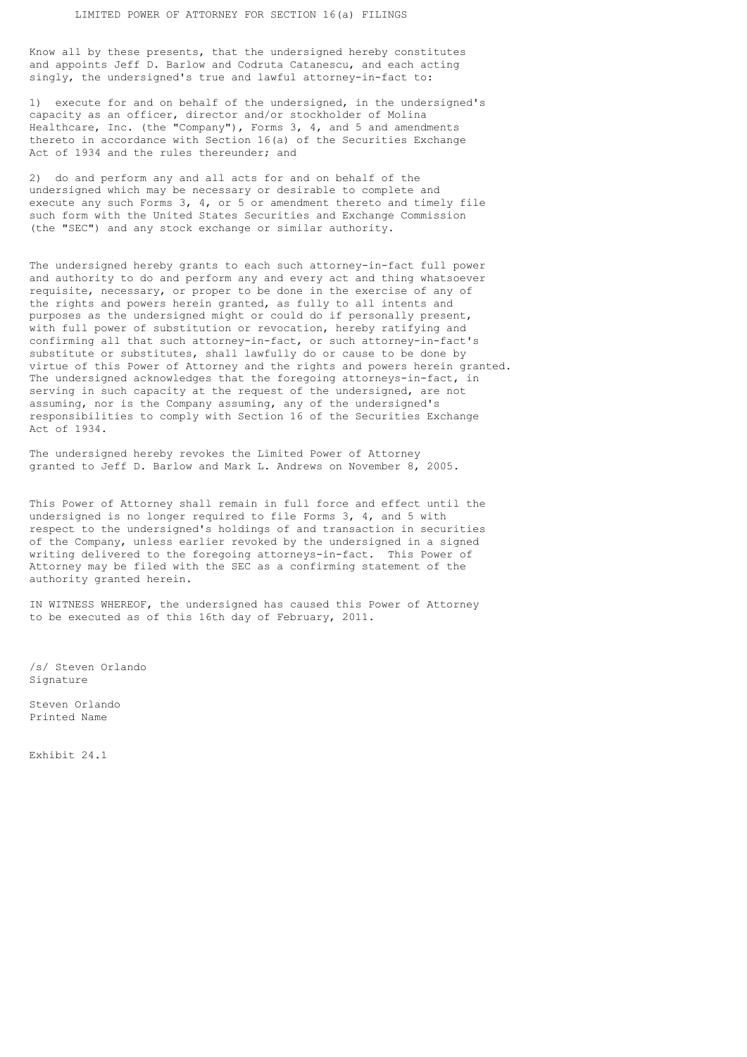# LIMITED POWER OF ATTORNEY FOR SECTION 16(a) FILINGS

Know all by these presents, that the undersigned hereby constitutes and appoints Jeff D. Barlow and Codruta Catanescu, and each acting singly, the undersigned's true and lawful attorney-in-fact to:

1) execute for and on behalf of the undersigned, in the undersigned's capacity as an officer, director and/or stockholder of Molina Healthcare, Inc. (the "Company"), Forms 3, 4, and 5 and amendments thereto in accordance with Section 16(a) of the Securities Exchange Act of 1934 and the rules thereunder; and

2) do and perform any and all acts for and on behalf of the undersigned which may be necessary or desirable to complete and execute any such Forms 3, 4, or 5 or amendment thereto and timely file such form with the United States Securities and Exchange Commission (the "SEC") and any stock exchange or similar authority.

The undersigned hereby grants to each such attorney-in-fact full power and authority to do and perform any and every act and thing whatsoever requisite, necessary, or proper to be done in the exercise of any of the rights and powers herein granted, as fully to all intents and purposes as the undersigned might or could do if personally present, with full power of substitution or revocation, hereby ratifying and confirming all that such attorney-in-fact, or such attorney-in-fact's substitute or substitutes, shall lawfully do or cause to be done by virtue of this Power of Attorney and the rights and powers herein granted. The undersigned acknowledges that the foregoing attorneys-in-fact, in serving in such capacity at the request of the undersigned, are not assuming, nor is the Company assuming, any of the undersigned's responsibilities to comply with Section 16 of the Securities Exchange Act of 1934.

The undersigned hereby revokes the Limited Power of Attorney granted to Jeff D. Barlow and Mark L. Andrews on November 8, 2005.

This Power of Attorney shall remain in full force and effect until the undersigned is no longer required to file Forms 3, 4, and 5 with respect to the undersigned's holdings of and transaction in securities of the Company, unless earlier revoked by the undersigned in a signed writing delivered to the foregoing attorneys-in-fact. This Power of Attorney may be filed with the SEC as a confirming statement of the authority granted herein.

IN WITNESS WHEREOF, the undersigned has caused this Power of Attorney to be executed as of this 16th day of February, 2011.

/s/ Steven Orlando
Signature

Steven Orlando
Printed Name

Exhibit 24.1